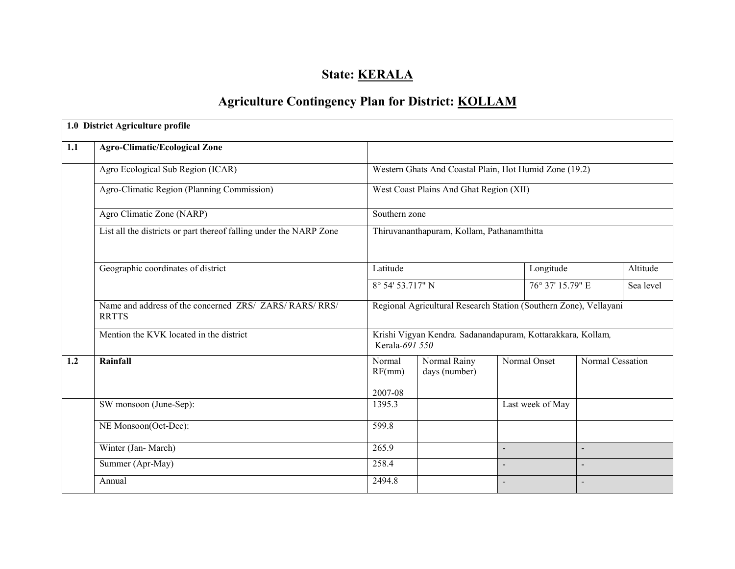# State: KERALA

## Agriculture Contingency Plan for District: KOLLAM

| 1.0 District Agriculture profile | | | | | | |
|---|---|---|---|---|---|---|
| 1.1 | **Agro-Climatic/Ecological Zone** | | | | | |
| | Agro Ecological Sub Region (ICAR) | Western Ghats And Coastal Plain, Hot Humid Zone (19.2) | | | | |
| | Agro-Climatic Region (Planning Commission) | West Coast Plains And Ghat Region (XII) | | | | |
| | Agro Climatic Zone (NARP) | Southern zone | | | | |
| | List all the districts or part thereof falling under the NARP Zone | Thiruvananthapuram, Kollam, Pathanamthitta | | | | |
| | Geographic coordinates of district | Latitude | | Longitude | | Altitude |
| | | 8° 54' 53.717" N | | 76° 37' 15.79" E | | Sea level |
| | Name and address of the concerned ZRS/ ZARS/ RARS/ RRS/ RRTTS | Regional Agricultural Research Station (Southern Zone), Vellayani | | | | |
| | Mention the KVK located in the district | Krishi Vigyan Kendra. Sadanandapuram, Kottarakkara, Kollam, Kerala-*691 550* | | | | |
| 1.2 | **Rainfall** | Normal RF(mm) 2007-08 | Normal Rainy days (number) | Normal Onset | Normal Cessation | |
| | SW monsoon (June-Sep): | 1395.3 | | Last week of May | | |
| | NE Monsoon(Oct-Dec): | 599.8 | | | | |
| | Winter (Jan- March) | 265.9 | | - | - | |
| | Summer (Apr-May) | 258.4 | | - | - | |
| | Annual | 2494.8 | | - | - | |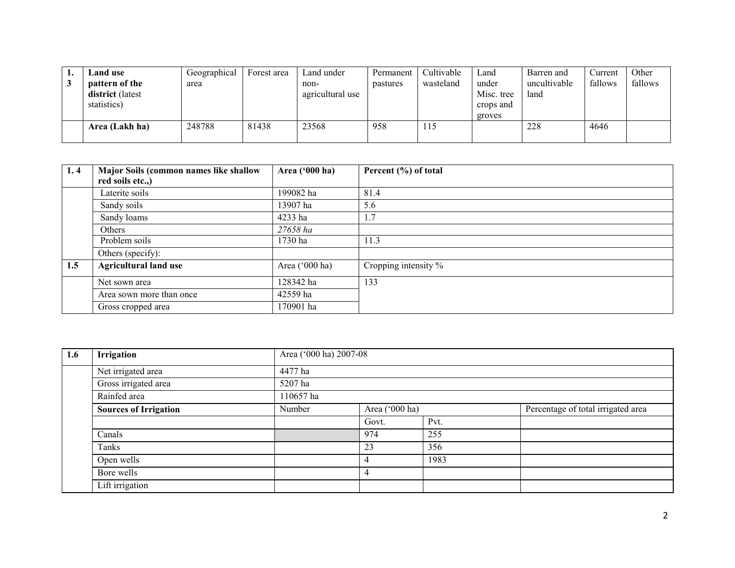| 1. 3 | **Land use pattern of the district** (latest statistics) | Geographical area | Forest area | Land under non-agricultural use | Permanent pastures | Cultivable wasteland | Land under Misc. tree crops and groves | Barren and uncultivable land | Current fallows | Other fallows |
|---|---|---|---|---|---|---|---|---|---|---|
| | **Area (Lakh ha)** | 248788 | 81438 | 23568 | 958 | 115 | | 228 | 4646 | |

| 1. 4 | **Major Soils (common names like shallow red soils etc.,)** | **Area ('000 ha)** | **Percent (%) of total** |
|---|---|---|---|
| | Laterite soils | 199082 ha | 81.4 |
| | Sandy soils | 13907 ha | 5.6 |
| | Sandy loams | 4233 ha | 1.7 |
| | Others | *27658 ha* | |
| | Problem soils | 1730 ha | 11.3 |
| | Others (specify): | | |
| **1.5** | **Agricultural land use** | Area ('000 ha) | Cropping intensity % |
| | Net sown area | 128342 ha | 133 |
| | Area sown more than once | 42559 ha | |
| | Gross cropped area | 170901 ha | |

| 1.6 | **Irrigation** | Area ('000 ha) 2007-08 | | | |
|---|---|---|---|---|---|
| | Net irrigated area | 4477 ha | | | |
| | Gross irrigated area | 5207 ha | | | |
| | Rainfed area | 110657 ha | | | |
| | **Sources of Irrigation** | Number | Area ('000 ha) | | Percentage of total irrigated area |
| | | | Govt. | Pvt. | |
| | Canals | | 974 | 255 | |
| | Tanks | | 23 | 356 | |
| | Open wells | | 4 | 1983 | |
| | Bore wells | | 4 | | |
| | Lift irrigation | | | | |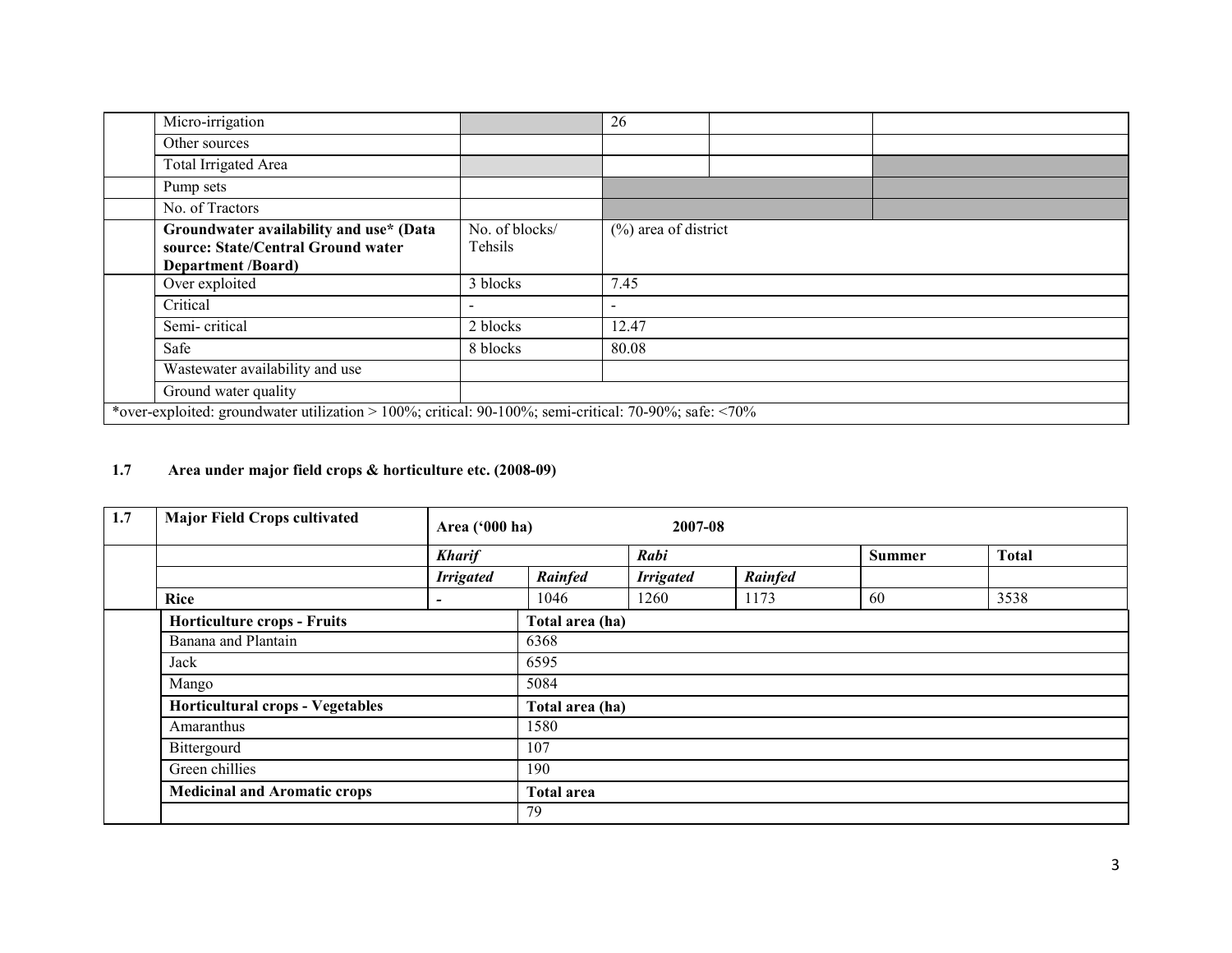| | | | | | |
|---|---|---|---|---|---|
| | Micro-irrigation | | 26 | | |
| | Other sources | | | | |
| | Total Irrigated Area | | | | |
| | Pump sets | | | | |
| | No. of Tractors | | | | |
| | **Groundwater availability and use* (Data source: State/Central Ground water Department /Board)** | No. of blocks/ Tehsils | (%) area of district | | |
| | Over exploited | 3 blocks | 7.45 | | |
| | Critical | - | - | | |
| | Semi- critical | 2 blocks | 12.47 | | |
| | Safe | 8 blocks | 80.08 | | |
| | Wastewater availability and use | | | | |
| | Ground water quality | | | | |

*over-exploited: groundwater utilization > 100%; critical: 90-100%; semi-critical: 70-90%; safe: <70%

**1.7 Area under major field crops & horticulture etc. (2008-09)**

| 1.7 | **Major Field Crops cultivated** | **Area ('000 ha)** | | **2007-08** | | | |
|---|---|---|---|---|---|---|---|
| | | ***Kharif*** | | ***Rabi*** | | **Summer** | **Total** |
| | | ***Irrigated*** | ***Rainfed*** | ***Irrigated*** | ***Rainfed*** | | |
| | **Rice** | - | 1046 | 1260 | 1173 | 60 | 3538 |

| | | |
|---|---|---|
| | **Horticulture crops - Fruits** | **Total area (ha)** |
| | Banana and Plantain | 6368 |
| | Jack | 6595 |
| | Mango | 5084 |
| | **Horticultural crops - Vegetables** | **Total area (ha)** |
| | Amaranthus | 1580 |
| | Bittergourd | 107 |
| | Green chillies | 190 |
| | **Medicinal and Aromatic crops** | **Total area** |
| | | 79 |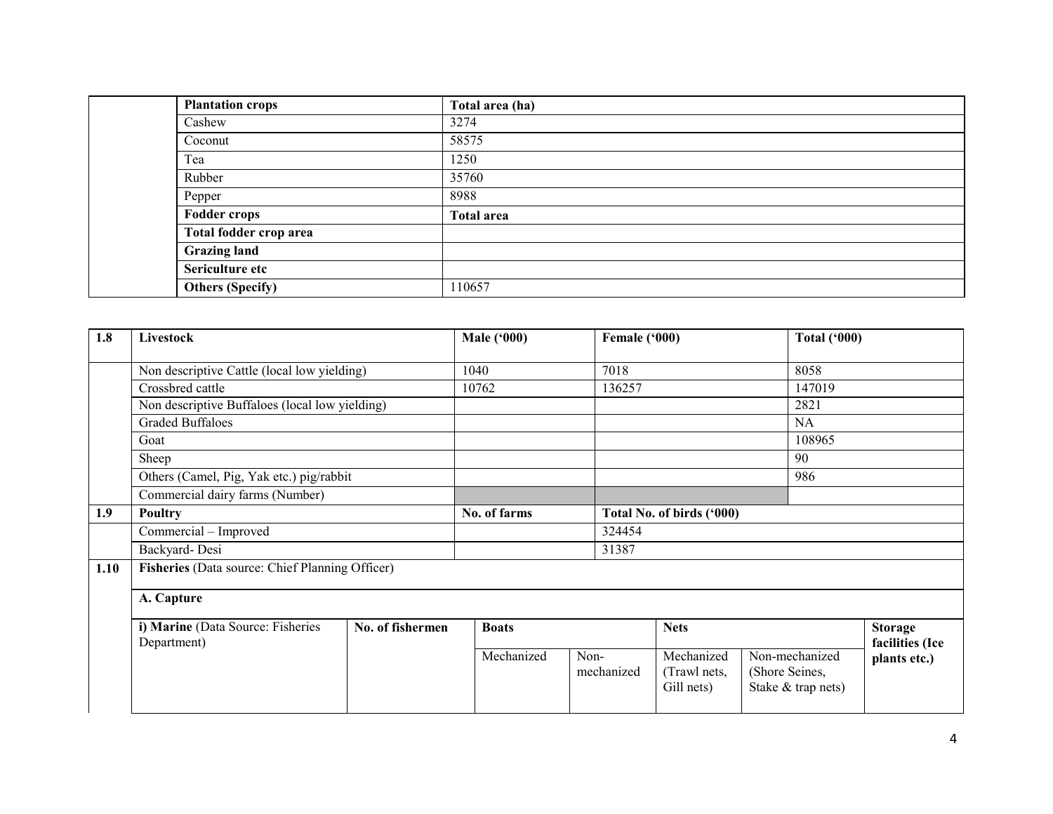| | Plantation crops | Total area (ha) |
|---|---|---|
| | Cashew | 3274 |
| | Coconut | 58575 |
| | Tea | 1250 |
| | Rubber | 35760 |
| | Pepper | 8988 |
| | **Fodder crops** | **Total area** |
| | **Total fodder crop area** | |
| | **Grazing land** | |
| | **Sericulture etc** | |
| | **Others (Specify)** | 110657 |

| 1.8 | Livestock | Male ('000) | Female ('000) | Total ('000) |
|---|---|---|---|---|
| | Non descriptive Cattle (local low yielding) | 1040 | 7018 | 8058 |
| | Crossbred cattle | 10762 | 136257 | 147019 |
| | Non descriptive Buffaloes (local low yielding) | | | 2821 |
| | Graded Buffaloes | | | NA |
| | Goat | | | 108965 |
| | Sheep | | | 90 |
| | Others (Camel, Pig, Yak etc.) pig/rabbit | | | 986 |
| | Commercial dairy farms (Number) | | | |
| **1.9** | **Poultry** | **No. of farms** | **Total No. of birds ('000)** | |
| | Commercial – Improved | | 324454 | |
| | Backyard- Desi | | 31387 | |

**1.10 Fisheries** (Data source: Chief Planning Officer)

**A. Capture**

| i) Marine (Data Source: Fisheries Department) | No. of fishermen | Boats | | Nets | | Storage facilities (Ice plants etc.) |
|---|---|---|---|---|---|---|
| | | Mechanized | Non-mechanized | Mechanized (Trawl nets, Gill nets) | Non-mechanized (Shore Seines, Stake & trap nets) | |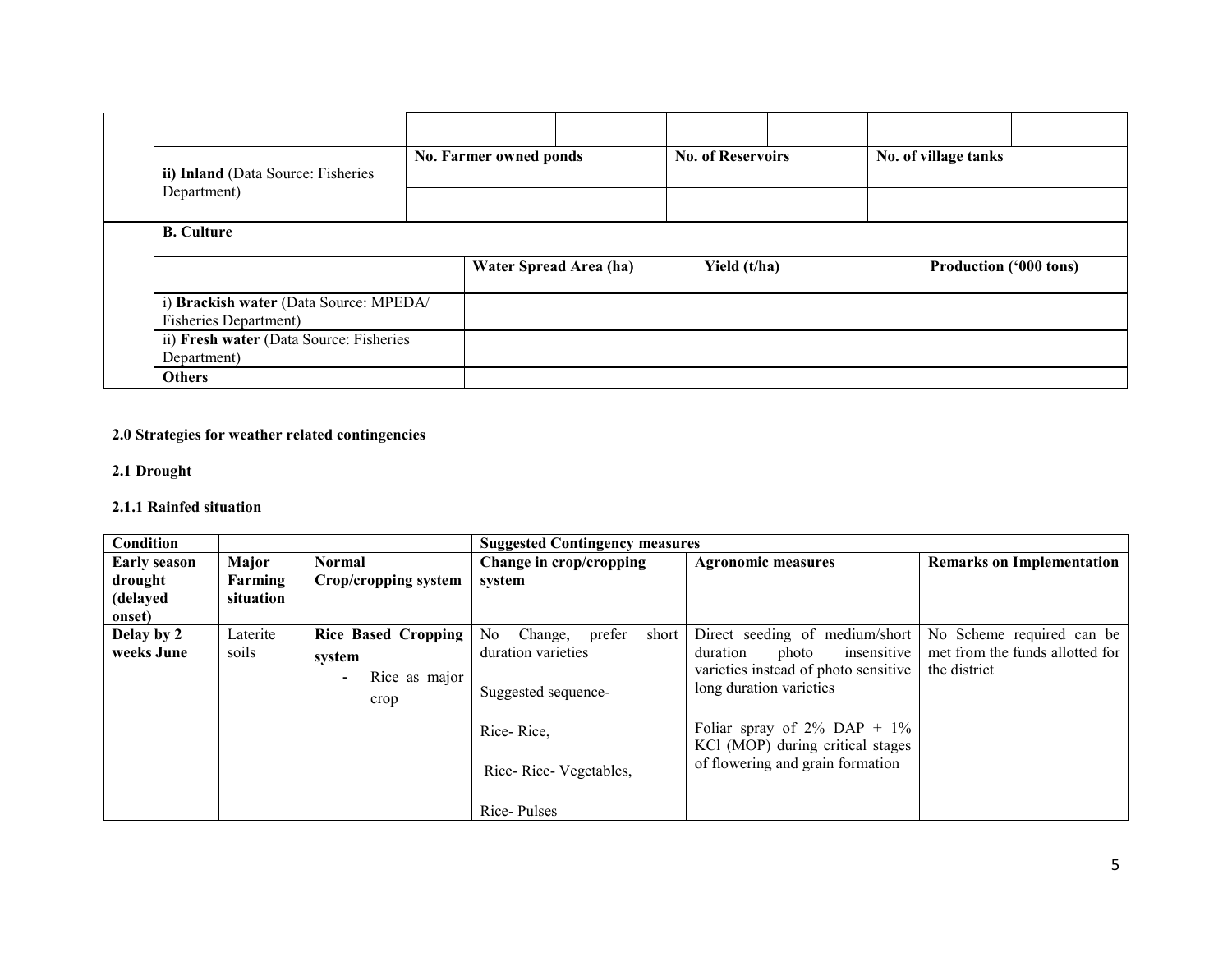| | | | | | | |
|---|---|---|---|---|---|---|
| | | | | | | |
| **ii) Inland** (Data Source: Fisheries Department) | **No. Farmer owned ponds** | | **No. of Reservoirs** | | **No. of village tanks** | |
| | | | | | | |

| **B. Culture** | | | |
|---|---|---|---|
| | **Water Spread Area (ha)** | **Yield (t/ha)** | **Production ('000 tons)** |
| i) **Brackish water** (Data Source: MPEDA/ Fisheries Department) | | | |
| ii) **Fresh water** (Data Source: Fisheries Department) | | | |
| **Others** | | | |

**2.0 Strategies for weather related contingencies**

**2.1 Drought**

**2.1.1 Rainfed situation**

| **Condition** | | | **Suggested Contingency measures** | | |
|---|---|---|---|---|---|
| **Early season drought (delayed onset)** | **Major Farming situation** | **Normal Crop/cropping system** | **Change in crop/cropping system** | **Agronomic measures** | **Remarks on Implementation** |
| **Delay by 2 weeks June** | Laterite soils | **Rice Based Cropping system**<br>- Rice as major crop | No Change, prefer short duration varieties<br><br>Suggested sequence-<br><br>Rice- Rice,<br><br>Rice- Rice- Vegetables,<br><br>Rice- Pulses | Direct seeding of medium/short duration photo insensitive varieties instead of photo sensitive long duration varieties<br><br>Foliar spray of 2% DAP + 1% KCl (MOP) during critical stages of flowering and grain formation | No Scheme required can be met from the funds allotted for the district |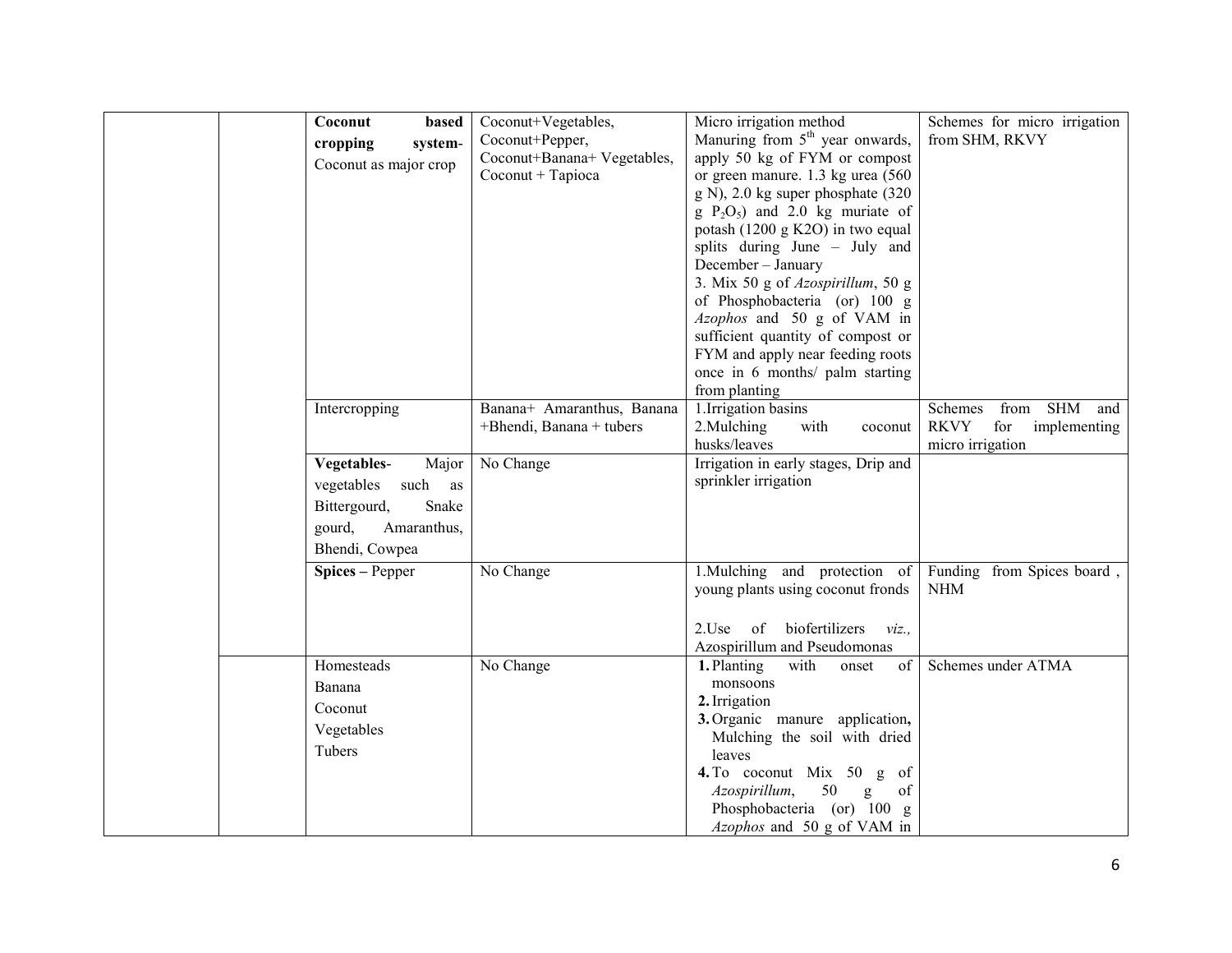|  |  |  |  |  |  |
|---|---|---|---|---|---|
|  |  | **Coconut based cropping system**- Coconut as major crop | Coconut+Vegetables, Coconut+Pepper, Coconut+Banana+ Vegetables, Coconut + Tapioca | Micro irrigation method Manuring from 5[th] year onwards, apply 50 kg of FYM or compost or green manure. 1.3 kg urea (560 g N), 2.0 kg super phosphate (320 g $P_2O_5$) and 2.0 kg muriate of potash (1200 g K2O) in two equal splits during June – July and December – January 3. Mix 50 g of *Azospirillum*, 50 g of Phosphobacteria (or) 100 g *Azophos* and 50 g of VAM in sufficient quantity of compost or FYM and apply near feeding roots once in 6 months/ palm starting from planting | Schemes for micro irrigation from SHM, RKVY |
|  |  | Intercropping | Banana+ Amaranthus, Banana +Bhendi, Banana + tubers | 1.Irrigation basins<br>2.Mulching with coconut husks/leaves | Schemes from SHM and RKVY for implementing micro irrigation |
|  |  | **Vegetables**- Major vegetables such as Bittergourd, Snake gourd, Amaranthus, Bhendi, Cowpea | No Change | Irrigation in early stages, Drip and sprinkler irrigation |  |
|  |  | **Spices** – Pepper | No Change | 1.Mulching and protection of young plants using coconut fronds<br><br>2.Use of biofertilizers *viz.,* Azospirillum and Pseudomonas | Funding from Spices board , NHM |
|  |  | Homesteads<br>Banana<br>Coconut<br>Vegetables<br>Tubers | No Change | **1.** Planting with onset of monsoons<br>**2.** Irrigation<br>**3.** Organic manure application**,** Mulching the soil with dried leaves<br>**4.** To coconut Mix 50 g of *Azospirillum*, 50 g of Phosphobacteria (or) 100 g *Azophos* and 50 g of VAM in | Schemes under ATMA |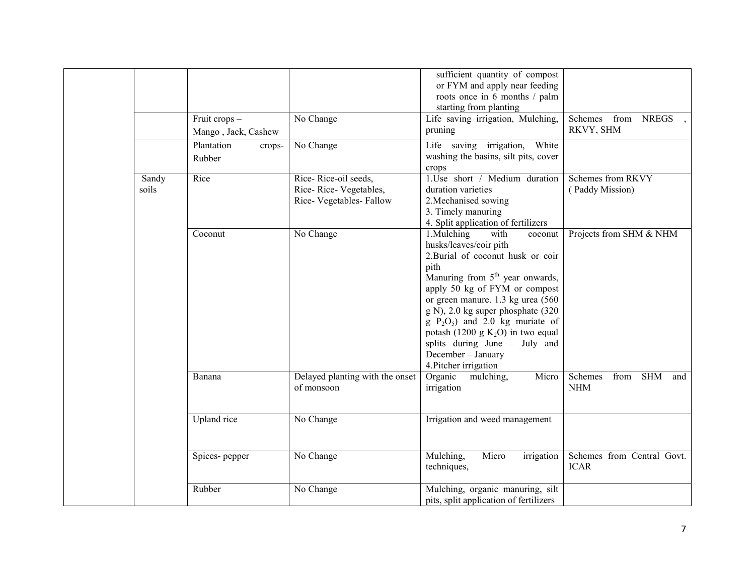| | | | | | |
|---|---|---|---|---|---|
| | | | | sufficient quantity of compost or FYM and apply near feeding roots once in 6 months / palm starting from planting | |
| | | Fruit crops – Mango , Jack, Cashew | No Change | Life saving irrigation, Mulching, pruning | Schemes from NREGS , RKVY, SHM |
| | | Plantation crops- Rubber | No Change | Life saving irrigation, White washing the basins, silt pits, cover crops | |
| | Sandy soils | Rice | Rice- Rice-oil seeds, Rice- Rice- Vegetables, Rice- Vegetables- Fallow | 1.Use short / Medium duration duration varieties 2.Mechanised sowing 3. Timely manuring 4. Split application of fertilizers | Schemes from RKVY ( Paddy Mission) |
| | | Coconut | No Change | 1.Mulching with coconut husks/leaves/coir pith 2.Burial of coconut husk or coir pith Manuring from 5th year onwards, apply 50 kg of FYM or compost or green manure. 1.3 kg urea (560 g N), 2.0 kg super phosphate (320 g $P_2O_5$) and 2.0 kg muriate of potash (1200 g $K_2O$) in two equal splits during June – July and December – January 4.Pitcher irrigation | Projects from SHM & NHM |
| | | Banana | Delayed planting with the onset of monsoon | Organic mulching, Micro irrigation | Schemes from SHM and NHM |
| | | Upland rice | No Change | Irrigation and weed management | |
| | | Spices- pepper | No Change | Mulching, Micro irrigation techniques, | Schemes from Central Govt. ICAR |
| | | Rubber | No Change | Mulching, organic manuring, silt pits, split application of fertilizers | |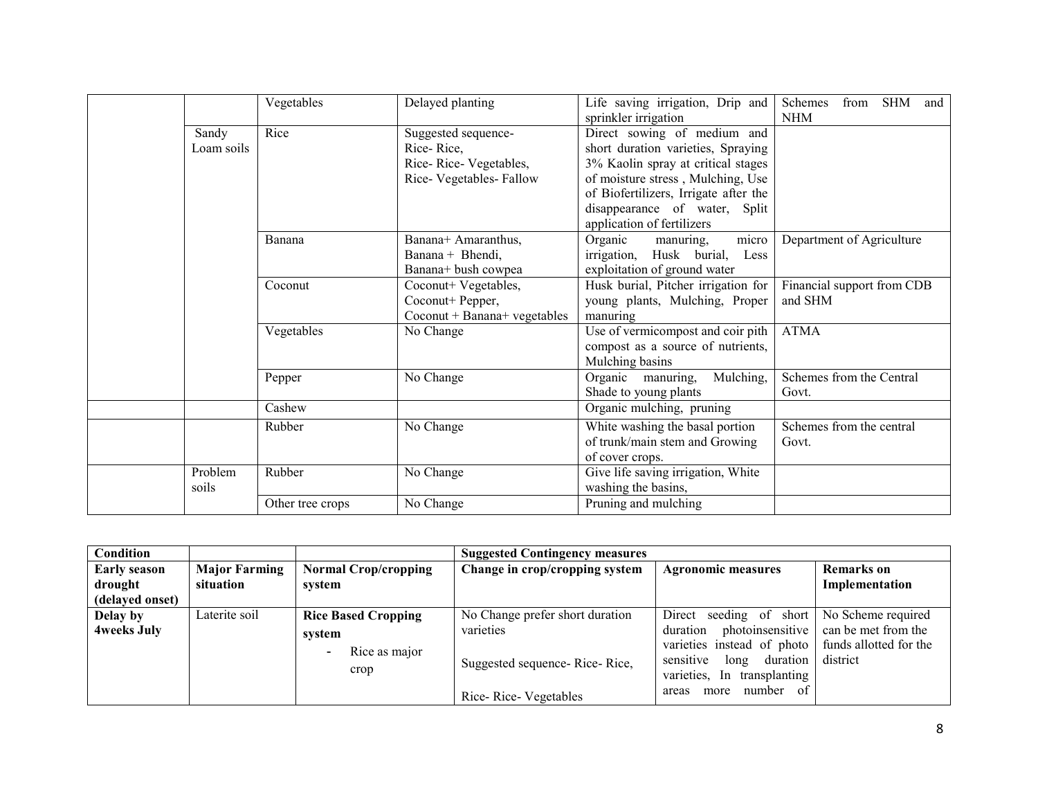| | | Vegetables | Delayed planting | Life saving irrigation, Drip and sprinkler irrigation | Schemes from SHM and NHM |
|---|---|---|---|---|---|
| | Sandy Loam soils | Rice | Suggested sequence- Rice- Rice, Rice- Rice- Vegetables, Rice- Vegetables- Fallow | Direct sowing of medium and short duration varieties, Spraying 3% Kaolin spray at critical stages of moisture stress , Mulching, Use of Biofertilizers, Irrigate after the disappearance of water, Split application of fertilizers | |
| | | Banana | Banana+ Amaranthus, Banana + Bhendi, Banana+ bush cowpea | Organic manuring, micro irrigation, Husk burial, Less exploitation of ground water | Department of Agriculture |
| | | Coconut | Coconut+ Vegetables, Coconut+ Pepper, Coconut + Banana+ vegetables | Husk burial, Pitcher irrigation for young plants, Mulching, Proper manuring | Financial support from CDB and SHM |
| | | Vegetables | No Change | Use of vermicompost and coir pith compost as a source of nutrients, Mulching basins | ATMA |
| | | Pepper | No Change | Organic manuring, Mulching, Shade to young plants | Schemes from the Central Govt. |
| | | Cashew | | Organic mulching, pruning | |
| | | Rubber | No Change | White washing the basal portion of trunk/main stem and Growing of cover crops. | Schemes from the central Govt. |
| | Problem soils | Rubber | No Change | Give life saving irrigation, White washing the basins, | |
| | | Other tree crops | No Change | Pruning and mulching | |

| **Condition** | | | **Suggested Contingency measures** | | |
|---|---|---|---|---|---|
| **Early season drought (delayed onset)** | **Major Farming situation** | **Normal Crop/cropping system** | **Change in crop/cropping system** | **Agronomic measures** | **Remarks on Implementation** |
| **Delay by 4weeks July** | Laterite soil | **Rice Based Cropping system** - Rice as major crop | No Change prefer short duration varieties<br><br>Suggested sequence- Rice- Rice,<br><br>Rice- Rice- Vegetables | Direct seeding of short duration photoinsensitive varieties instead of photo sensitive long duration varieties, In transplanting areas more number of | No Scheme required can be met from the funds allotted for the district |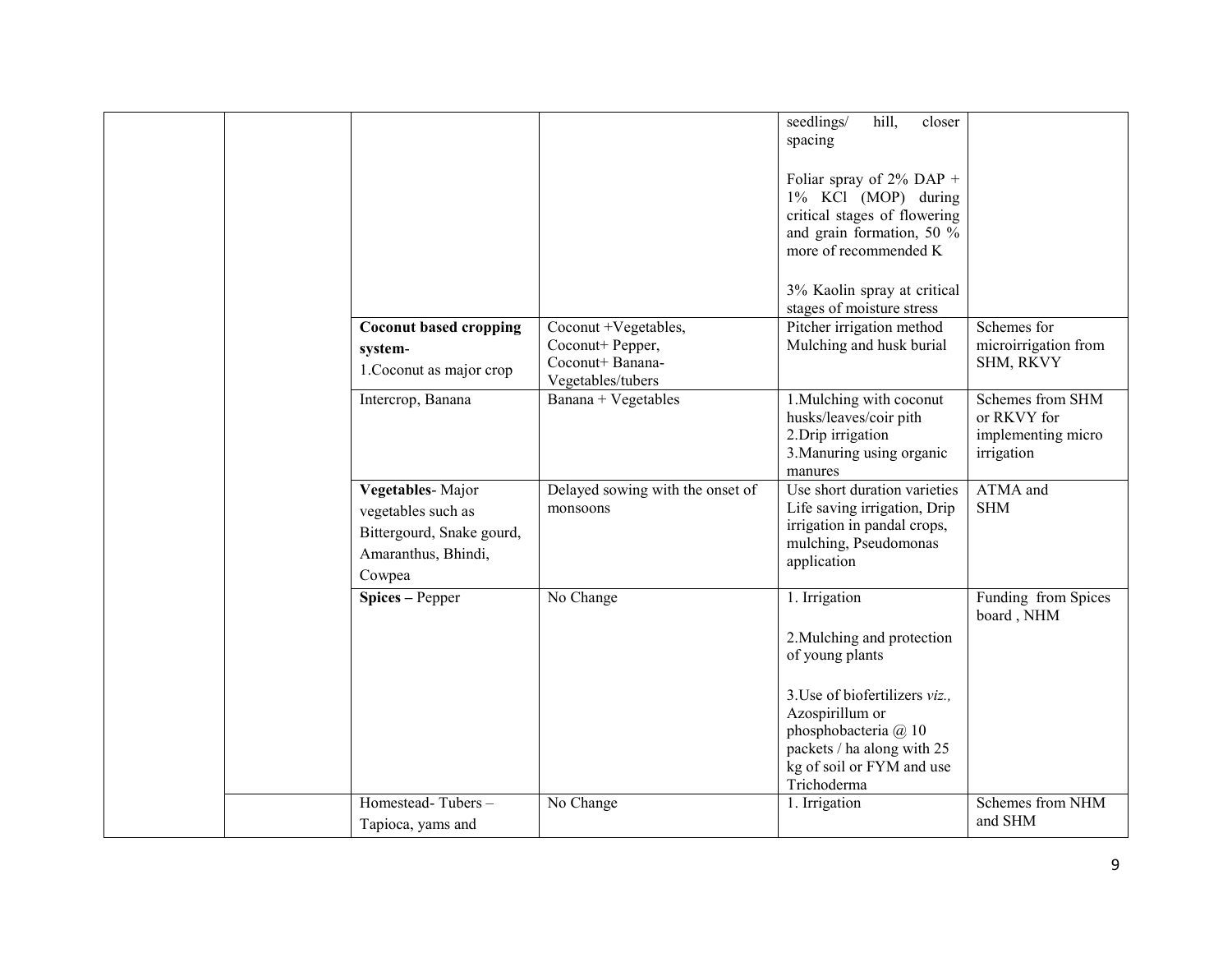| | | | | | |
|---|---|---|---|---|---|
| | | | | seedlings/ hill, closer spacing<br><br>Foliar spray of 2% DAP + 1% KCl (MOP) during critical stages of flowering and grain formation, 50 % more of recommended K<br><br>3% Kaolin spray at critical stages of moisture stress | |
| | | **Coconut based cropping system**-<br>1.Coconut as major crop | Coconut +Vegetables,<br>Coconut+ Pepper,<br>Coconut+ Banana-Vegetables/tubers | Pitcher irrigation method<br>Mulching and husk burial | Schemes for microirrigation from SHM, RKVY |
| | | Intercrop, Banana | Banana + Vegetables | 1.Mulching with coconut husks/leaves/coir pith<br>2.Drip irrigation<br>3.Manuring using organic manures | Schemes from SHM or RKVY for implementing micro irrigation |
| | | **Vegetables**- Major vegetables such as Bittergourd, Snake gourd, Amaranthus, Bhindi, Cowpea | Delayed sowing with the onset of monsoons | Use short duration varieties<br>Life saving irrigation, Drip irrigation in pandal crops, mulching, Pseudomonas application | ATMA and SHM |
| | | **Spices –** Pepper | No Change | 1. Irrigation<br><br>2.Mulching and protection of young plants<br><br>3.Use of biofertilizers *viz.,* Azospirillum or phosphobacteria @ 10 packets / ha along with 25 kg of soil or FYM and use Trichoderma | Funding from Spices board , NHM |
| | | Homestead- Tubers – Tapioca, yams and | No Change | 1. Irrigation | Schemes from NHM and SHM |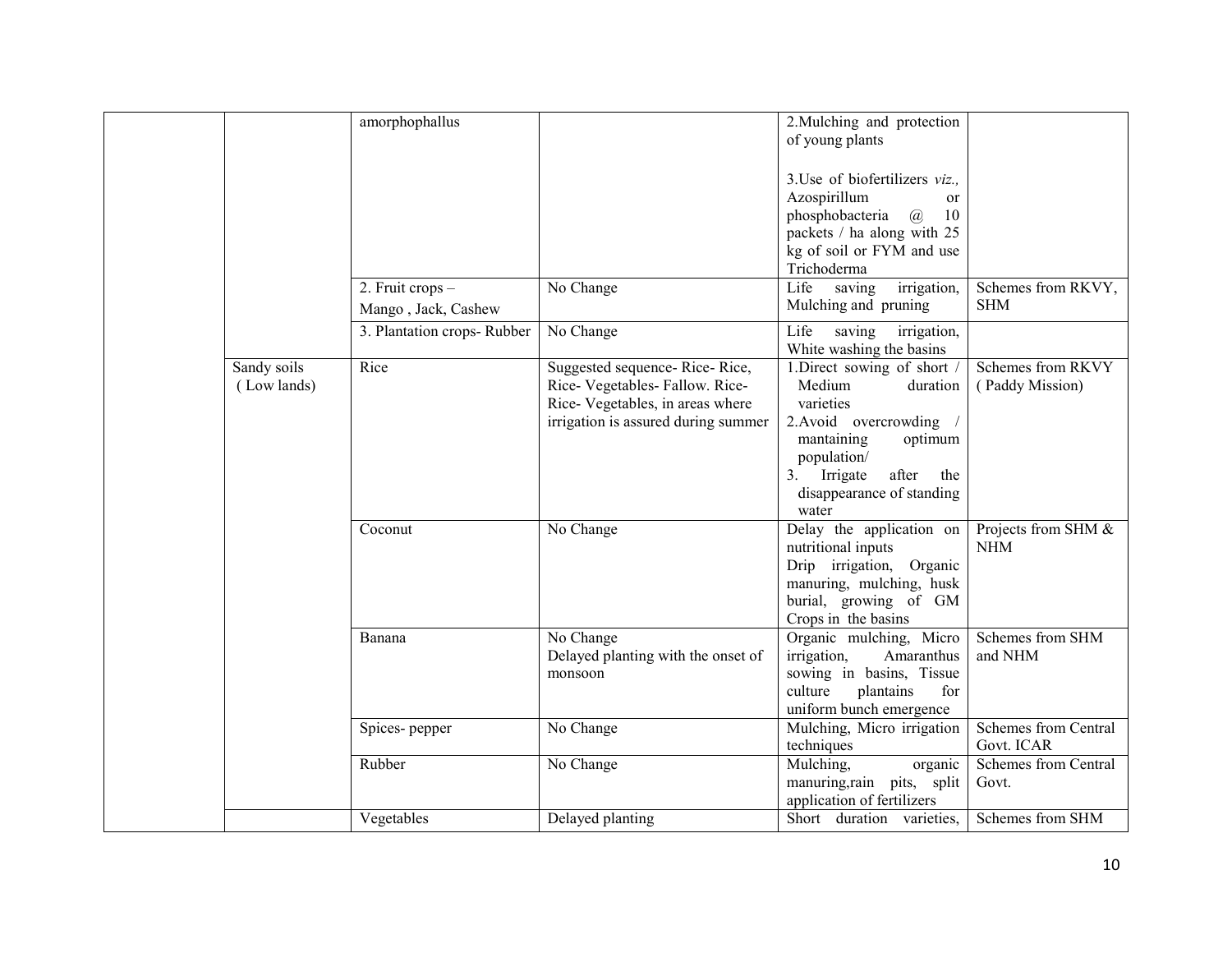| | | | | | |
|---|---|---|---|---|---|
| | | amorphophallus | | 2.Mulching and protection of young plants<br><br>3.Use of biofertilizers *viz.,* Azospirillum or phosphobacteria @ 10 packets / ha along with 25 kg of soil or FYM and use Trichoderma | |
| | | 2. Fruit crops – Mango , Jack, Cashew | No Change | Life saving irrigation, Mulching and pruning | Schemes from RKVY, SHM |
| | | 3. Plantation crops- Rubber | No Change | Life saving irrigation, White washing the basins | |
| | Sandy soils ( Low lands) | Rice | Suggested sequence- Rice- Rice, Rice- Vegetables- Fallow. Rice- Rice- Vegetables, in areas where irrigation is assured during summer | 1.Direct sowing of short / Medium duration varieties<br>2.Avoid overcrowding / mantaining optimum population/<br>3. Irrigate after the disappearance of standing water | Schemes from RKVY ( Paddy Mission) |
| | | Coconut | No Change | Delay the application on nutritional inputs<br>Drip irrigation, Organic manuring, mulching, husk burial, growing of GM Crops in the basins | Projects from SHM & NHM |
| | | Banana | No Change<br>Delayed planting with the onset of monsoon | Organic mulching, Micro irrigation, Amaranthus sowing in basins, Tissue culture plantains for uniform bunch emergence | Schemes from SHM and NHM |
| | | Spices- pepper | No Change | Mulching, Micro irrigation techniques | Schemes from Central Govt. ICAR |
| | | Rubber | No Change | Mulching, organic manuring,rain pits, split application of fertilizers | Schemes from Central Govt. |
| | | Vegetables | Delayed planting | Short duration varieties, | Schemes from SHM |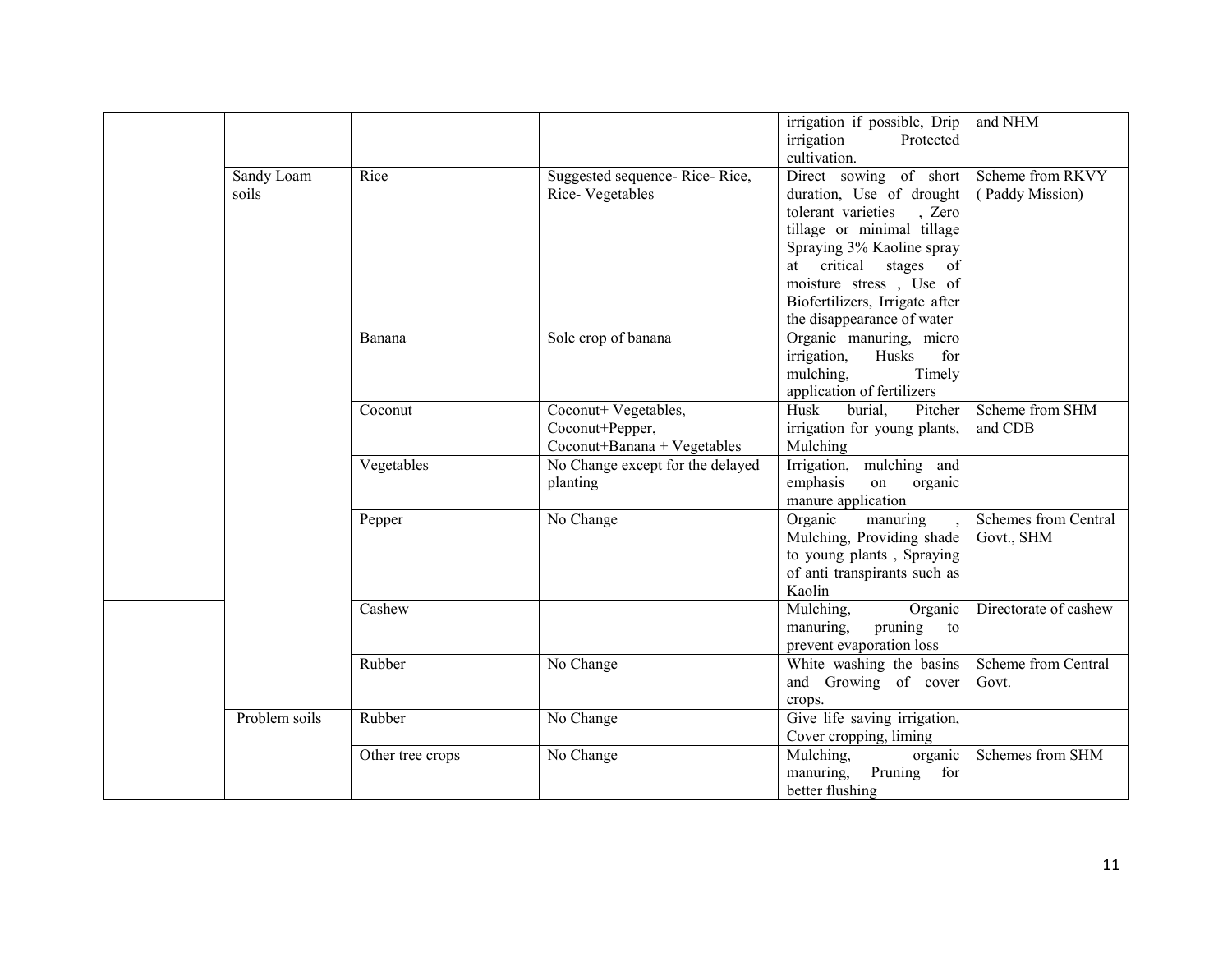| | | | | irrigation if possible, Drip irrigation Protected cultivation. | and NHM |
|---|---|---|---|---|---|
| | Sandy Loam soils | Rice | Suggested sequence- Rice- Rice, Rice- Vegetables | Direct sowing of short duration, Use of drought tolerant varieties , Zero tillage or minimal tillage Spraying 3% Kaoline spray at critical stages of moisture stress , Use of Biofertilizers, Irrigate after the disappearance of water | Scheme from RKVY ( Paddy Mission) |
| | | Banana | Sole crop of banana | Organic manuring, micro irrigation, Husks for mulching, Timely application of fertilizers | |
| | | Coconut | Coconut+ Vegetables, Coconut+Pepper, Coconut+Banana + Vegetables | Husk burial, Pitcher irrigation for young plants, Mulching | Scheme from SHM and CDB |
| | | Vegetables | No Change except for the delayed planting | Irrigation, mulching and emphasis on organic manure application | |
| | | Pepper | No Change | Organic manuring , Mulching, Providing shade to young plants , Spraying of anti transpirants such as Kaolin | Schemes from Central Govt., SHM |
| | | Cashew | | Mulching, Organic manuring, pruning to prevent evaporation loss | Directorate of cashew |
| | | Rubber | No Change | White washing the basins and Growing of cover crops. | Scheme from Central Govt. |
| | Problem soils | Rubber | No Change | Give life saving irrigation, Cover cropping, liming | |
| | | Other tree crops | No Change | Mulching, organic manuring, Pruning for better flushing | Schemes from SHM |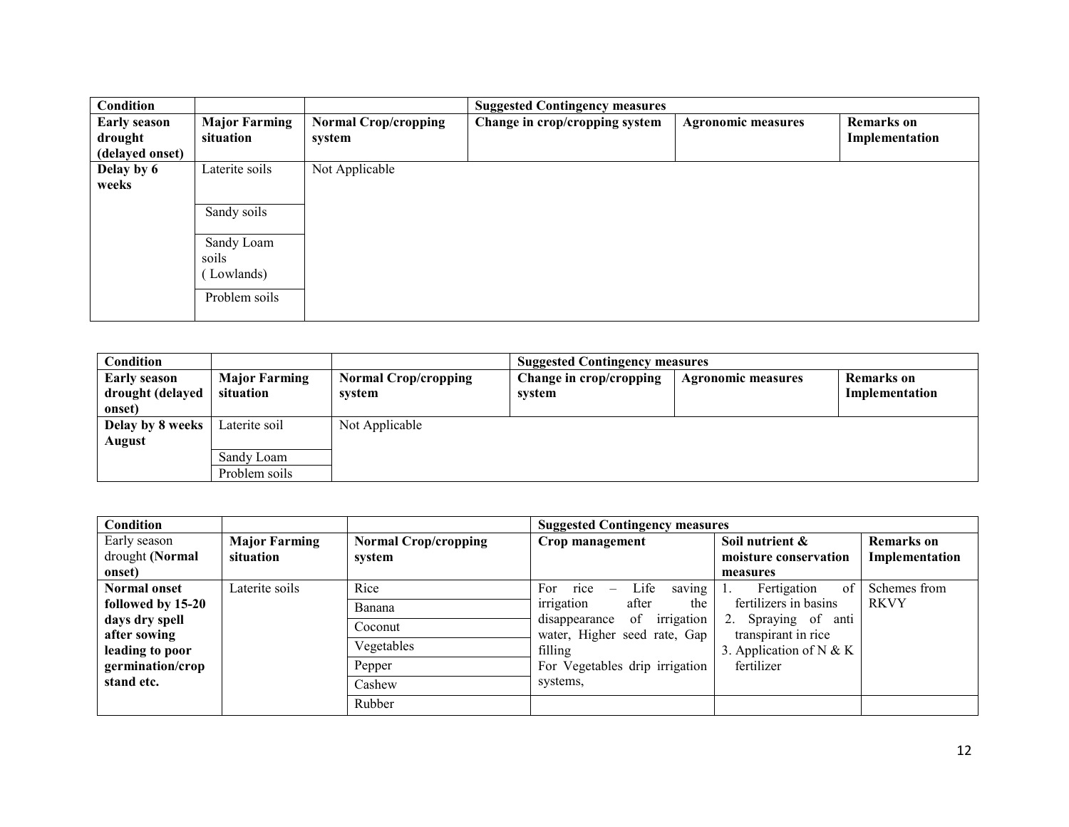| Condition | | | Suggested Contingency measures | | |
|---|---|---|---|---|---|
| **Early season drought (delayed onset)** | **Major Farming situation** | **Normal Crop/cropping system** | **Change in crop/cropping system** | **Agronomic measures** | **Remarks on Implementation** |
| **Delay by 6 weeks** | Laterite soils | Not Applicable | | | |
| | Sandy soils | | | | |
| | Sandy Loam soils ( Lowlands) | | | | |
| | Problem soils | | | | |

| Condition | | | Suggested Contingency measures | | |
|---|---|---|---|---|---|
| **Early season drought (delayed onset)** | **Major Farming situation** | **Normal Crop/cropping system** | **Change in crop/cropping system** | **Agronomic measures** | **Remarks on Implementation** |
| **Delay by 8 weeks August** | Laterite soil | Not Applicable | | | |
| | Sandy Loam | | | | |
| | Problem soils | | | | |

| Condition | | | Suggested Contingency measures | | |
|---|---|---|---|---|---|
| Early season drought **(Normal onset)** | **Major Farming situation** | **Normal Crop/cropping system** | **Crop management** | **Soil nutrient & moisture conservation measures** | **Remarks on Implementation** |
| **Normal onset followed by 15-20 days dry spell after sowing leading to poor germination/crop stand etc.** | Laterite soils | Rice | For rice – Life saving irrigation after the disappearance of irrigation water, Higher seed rate, Gap filling<br>For Vegetables drip irrigation systems, | 1. Fertigation of fertilizers in basins<br>2. Spraying of anti transpirant in rice<br>3. Application of N & K fertilizer | Schemes from RKVY |
| | | Banana | | | |
| | | Coconut | | | |
| | | Vegetables | | | |
| | | Pepper | | | |
| | | Cashew | | | |
| | | Rubber | | | |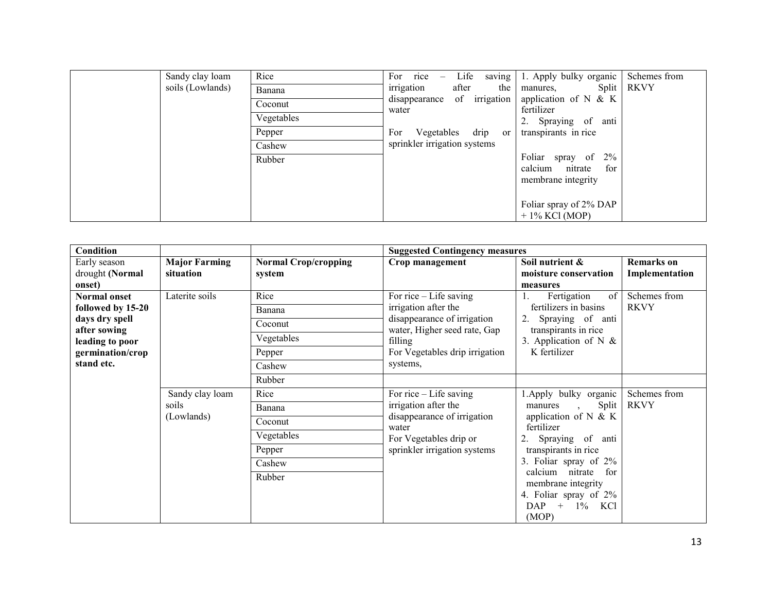| | Sandy clay loam soils (Lowlands) | Rice<br>Banana<br>Coconut<br>Vegetables<br>Pepper<br>Cashew<br>Rubber | For rice – Life saving irrigation after the disappearance of irrigation water<br><br>For Vegetables drip or sprinkler irrigation systems | 1. Apply bulky organic manures, Split application of N & K fertilizer<br>2. Spraying of anti transpirants in rice<br><br>Foliar spray of 2% calcium nitrate for membrane integrity<br><br>Foliar spray of 2% DAP + 1% KCl (MOP) | Schemes from RKVY |
|---|---|---|---|---|---|

| Condition | | | Suggested Contingency measures | | |
|---|---|---|---|---|---|
| Early season drought **(Normal onset)** | **Major Farming situation** | **Normal Crop/cropping system** | **Crop management** | **Soil nutrient & moisture conservation measures** | **Remarks on Implementation** |
| **Normal onset followed by 15-20 days dry spell after sowing leading to poor germination/crop stand etc.** | Laterite soils | Rice<br>Banana<br>Coconut<br>Vegetables<br>Pepper<br>Cashew | For rice – Life saving irrigation after the disappearance of irrigation water, Higher seed rate, Gap filling<br>For Vegetables drip irrigation systems, | 1. Fertigation of fertilizers in basins<br>2. Spraying of anti transpirants in rice<br>3. Application of N & K fertilizer | Schemes from RKVY |
| | | Rubber | | | |
| | Sandy clay loam soils (Lowlands) | Rice<br>Banana<br>Coconut<br>Vegetables<br>Pepper<br>Cashew<br>Rubber | For rice – Life saving irrigation after the disappearance of irrigation water<br>For Vegetables drip or sprinkler irrigation systems | 1. Apply bulky organic manures , Split application of N & K fertilizer<br>2. Spraying of anti transpirants in rice<br>3. Foliar spray of 2% calcium nitrate for membrane integrity<br>4. Foliar spray of 2% DAP + 1% KCl (MOP) | Schemes from RKVY |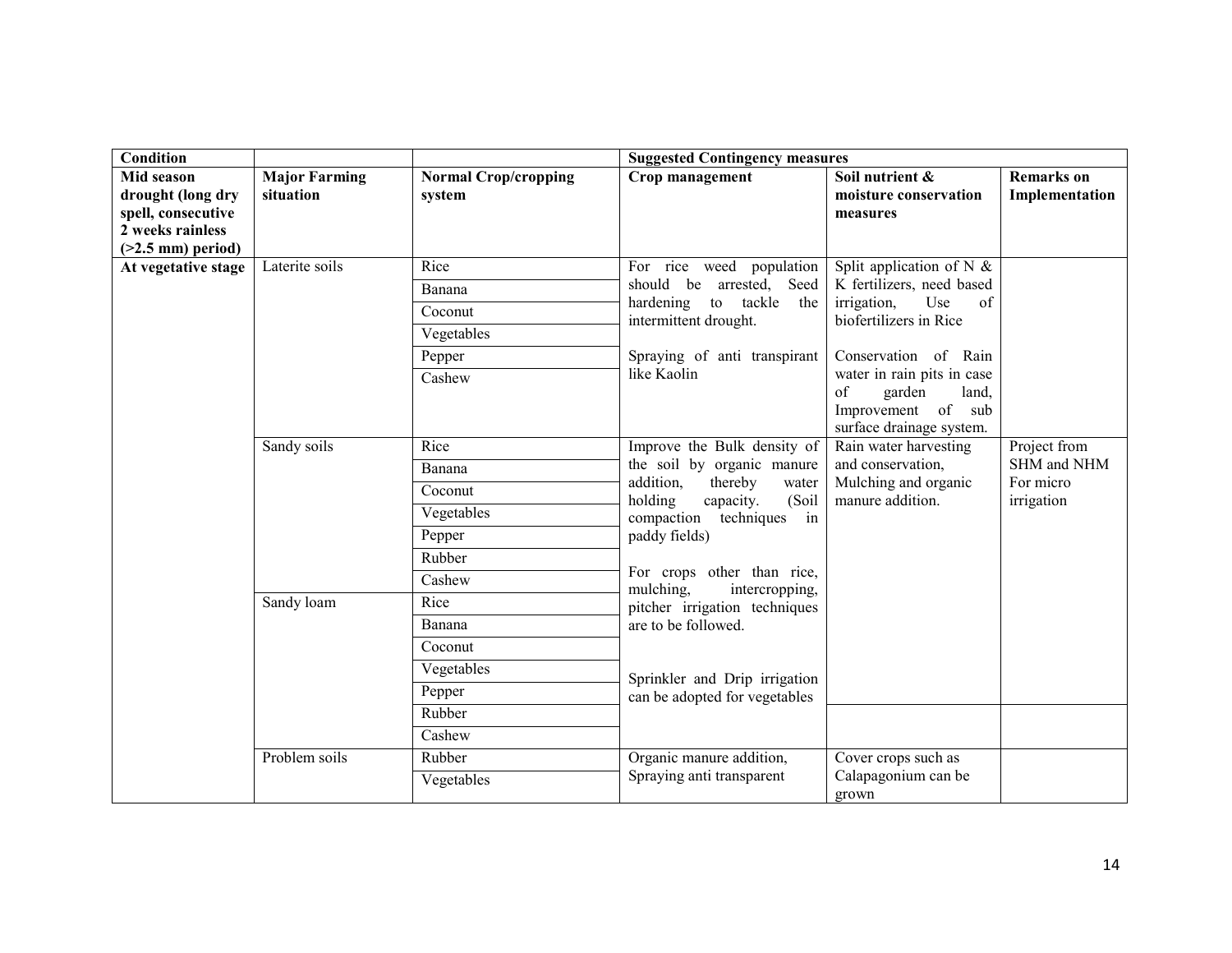| Condition | | | Suggested Contingency measures | | |
|---|---|---|---|---|---|
| Mid season drought (long dry spell, consecutive 2 weeks rainless (>2.5 mm) period) | Major Farming situation | Normal Crop/cropping system | Crop management | Soil nutrient & moisture conservation measures | Remarks on Implementation |
| At vegetative stage | Laterite soils | Rice<br>Banana<br>Coconut<br>Vegetables<br>Pepper<br>Cashew | For rice weed population should be arrested, Seed hardening to tackle the intermittent drought.<br><br>Spraying of anti transpirant like Kaolin | Split application of N & K fertilizers, need based irrigation, Use of biofertilizers in Rice<br><br>Conservation of Rain water in rain pits in case of garden land, Improvement of sub surface drainage system. | |
| | Sandy soils | Rice<br>Banana<br>Coconut<br>Vegetables<br>Pepper<br>Rubber<br>Cashew | Improve the Bulk density of the soil by organic manure addition, thereby water holding capacity. (Soil compaction techniques in paddy fields)<br><br>For crops other than rice, mulching, intercropping, pitcher irrigation techniques are to be followed.<br><br>Sprinkler and Drip irrigation can be adopted for vegetables | Rain water harvesting and conservation, Mulching and organic manure addition. | Project from SHM and NHM For micro irrigation |
| | Sandy loam | Rice<br>Banana<br>Coconut<br>Vegetables<br>Pepper<br>Rubber<br>Cashew | | | |
| | Problem soils | Rubber<br>Vegetables | Organic manure addition, Spraying anti transparent | Cover crops such as Calapagonium can be grown | |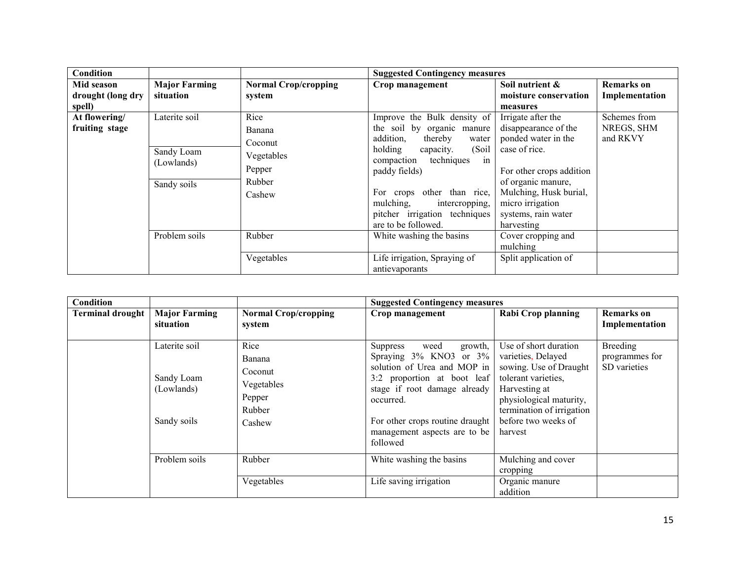| Condition | | | Suggested Contingency measures | | |
|---|---|---|---|---|---|
| **Mid season drought (long dry spell)** | **Major Farming situation** | **Normal Crop/cropping system** | **Crop management** | **Soil nutrient & moisture conservation measures** | **Remarks on Implementation** |
| **At flowering/ fruiting stage** | Laterite soil<br>Sandy Loam (Lowlands)<br>Sandy soils | Rice<br>Banana<br>Coconut<br>Vegetables<br>Pepper<br>Rubber<br>Cashew | Improve the Bulk density of the soil by organic manure addition, thereby water holding capacity. (Soil compaction techniques in paddy fields)<br><br>For crops other than rice, mulching, intercropping, pitcher irrigation techniques are to be followed. | Irrigate after the disappearance of the ponded water in the case of rice.<br><br>For other crops addition of organic manure, Mulching, Husk burial, micro irrigation systems, rain water harvesting | Schemes from NREGS, SHM and RKVY |
| | Problem soils | Rubber | White washing the basins | Cover cropping and mulching | |
| | | Vegetables | Life irrigation, Spraying of antievaporants | Split application of | |

| Condition | | | Suggested Contingency measures | | |
|---|---|---|---|---|---|
| **Terminal drought** | **Major Farming situation** | **Normal Crop/cropping system** | **Crop management** | **Rabi Crop planning** | **Remarks on Implementation** |
| | Laterite soil<br><br>Sandy Loam (Lowlands)<br><br>Sandy soils | Rice<br>Banana<br>Coconut<br>Vegetables<br>Pepper<br>Rubber<br>Cashew | Suppress weed growth, Spraying 3% $KNO_3$ or 3% solution of Urea and MOP in 3:2 proportion at boot leaf stage if root damage already occurred.<br><br>For other crops routine draught management aspects are to be followed | Use of short duration varieties, Delayed sowing. Use of Draught tolerant varieties, Harvesting at physiological maturity, termination of irrigation before two weeks of harvest | Breeding programmes for SD varieties |
| | Problem soils | Rubber | White washing the basins | Mulching and cover cropping | |
| | | Vegetables | Life saving irrigation | Organic manure addition | |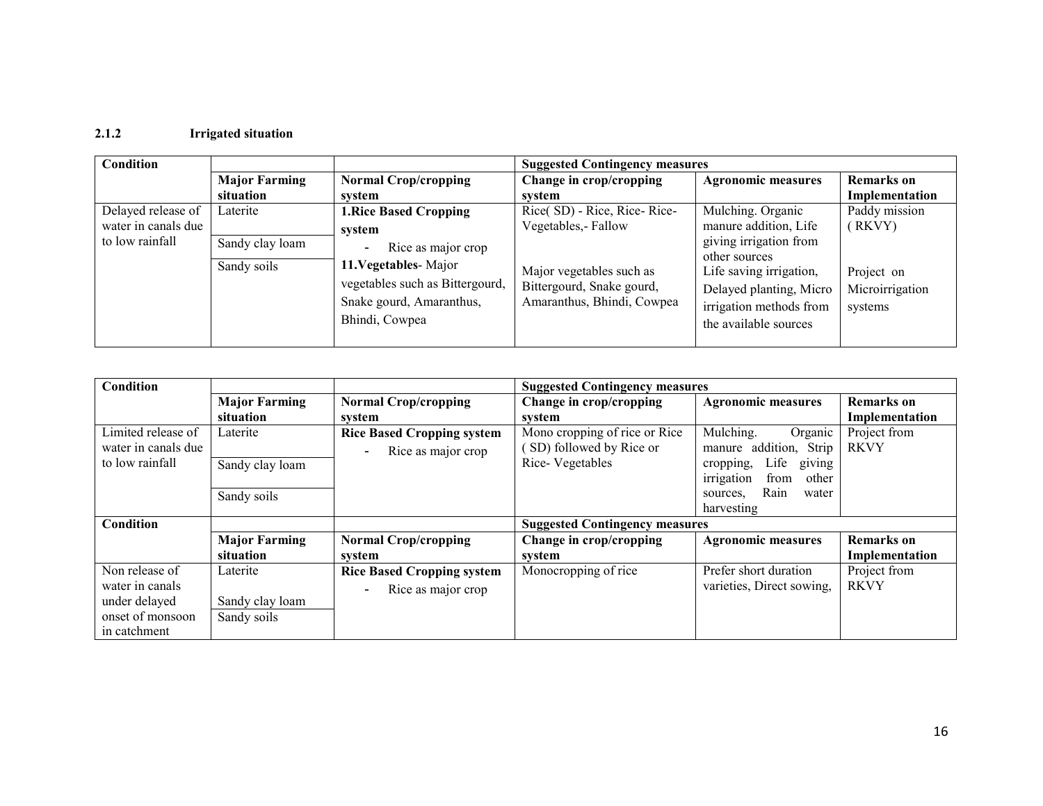### 2.1.2 Irrigated situation

| Condition | | | Suggested Contingency measures | | |
|---|---|---|---|---|---|
| | **Major Farming situation** | **Normal Crop/cropping system** | **Change in crop/cropping system** | **Agronomic measures** | **Remarks on Implementation** |
| Delayed release of water in canals due to low rainfall | Laterite | **1.Rice Based Cropping system** - Rice as major crop | Rice( SD) - Rice, Rice- Rice-Vegetables,- Fallow | Mulching. Organic manure addition, Life giving irrigation from other sources | Paddy mission ( RKVY) |
| | Sandy clay loam | | | | |
| | Sandy soils | **11.Vegetables**- Major vegetables such as Bittergourd, Snake gourd, Amaranthus, Bhindi, Cowpea | Major vegetables such as Bittergourd, Snake gourd, Amaranthus, Bhindi, Cowpea | Life saving irrigation, Delayed planting, Micro irrigation methods from the available sources | Project on Microirrigation systems |

| Condition | | | Suggested Contingency measures | | |
|---|---|---|---|---|---|
| | **Major Farming situation** | **Normal Crop/cropping system** | **Change in crop/cropping system** | **Agronomic measures** | **Remarks on Implementation** |
| Limited release of water in canals due to low rainfall | Laterite | **Rice Based Cropping system** - Rice as major crop | Mono cropping of rice or Rice ( SD) followed by Rice or Rice- Vegetables | Mulching. Organic manure addition, Strip cropping, Life giving irrigation from other sources, Rain water harvesting | Project from RKVY |
| | Sandy clay loam | | | | |
| | Sandy soils | | | | |
| **Condition** | | | **Suggested Contingency measures** | | |
| | **Major Farming situation** | **Normal Crop/cropping system** | **Change in crop/cropping system** | **Agronomic measures** | **Remarks on Implementation** |
| Non release of water in canals under delayed onset of monsoon in catchment | Laterite | **Rice Based Cropping system** - Rice as major crop | Monocropping of rice | Prefer short duration varieties, Direct sowing, | Project from RKVY |
| | Sandy clay loam | | | | |
| | Sandy soils | | | | |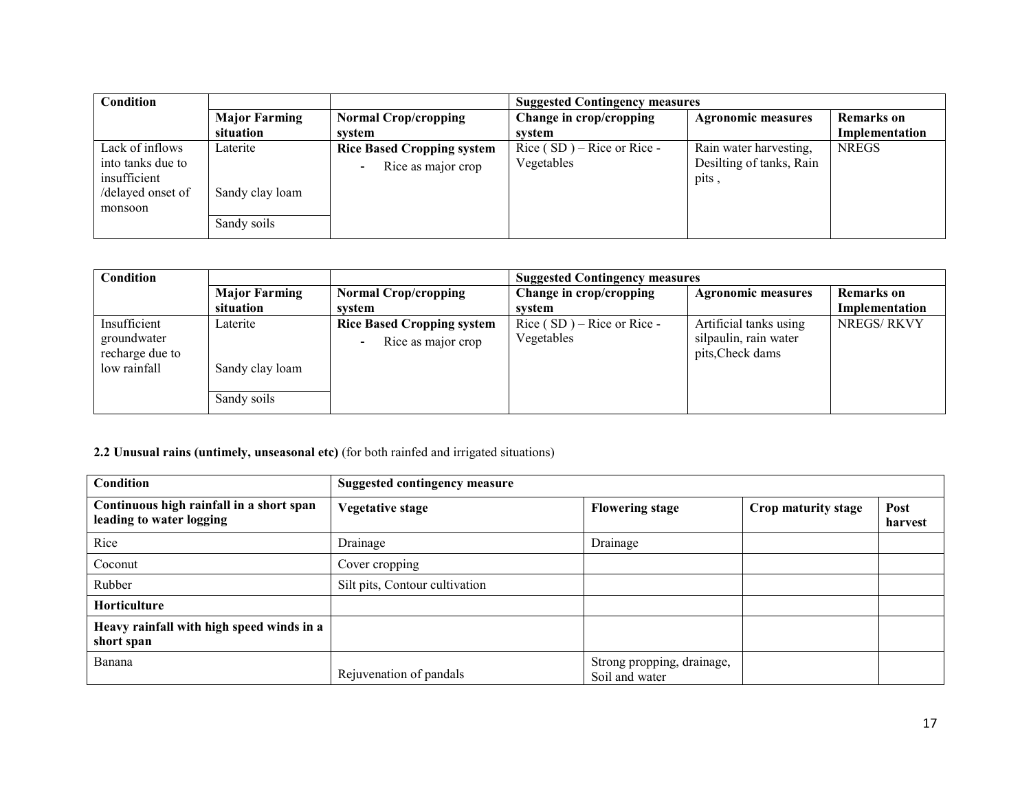| Condition | | | Suggested Contingency measures | | |
|---|---|---|---|---|---|
| | Major Farming situation | Normal Crop/cropping system | Change in crop/cropping system | Agronomic measures | Remarks on Implementation |
| Lack of inflows into tanks due to insufficient /delayed onset of monsoon | Laterite | **Rice Based Cropping system**<br>- Rice as major crop | Rice ( SD ) – Rice or Rice - Vegetables | Rain water harvesting, Desilting of tanks, Rain pits , | NREGS |
| | Sandy clay loam | | | | |
| | Sandy soils | | | | |

| Condition | | | Suggested Contingency measures | | |
|---|---|---|---|---|---|
| | Major Farming situation | Normal Crop/cropping system | Change in crop/cropping system | Agronomic measures | Remarks on Implementation |
| Insufficient groundwater recharge due to low rainfall | Laterite | **Rice Based Cropping system**<br>- Rice as major crop | Rice ( SD ) – Rice or Rice - Vegetables | Artificial tanks using silpaulin, rain water pits,Check dams | NREGS/ RKVY |
| | Sandy clay loam | | | | |
| | Sandy soils | | | | |

**2.2 Unusual rains (untimely, unseasonal etc)** (for both rainfed and irrigated situations)

| Condition | Suggested contingency measure | | | |
|---|---|---|---|---|
| **Continuous high rainfall in a short span leading to water logging** | **Vegetative stage** | **Flowering stage** | **Crop maturity stage** | **Post harvest** |
| Rice | Drainage | Drainage | | |
| Coconut | Cover cropping | | | |
| Rubber | Silt pits, Contour cultivation | | | |
| **Horticulture** | | | | |
| **Heavy rainfall with high speed winds in a short span** | | | | |
| Banana | Rejuvenation of pandals | Strong propping, drainage, Soil and water | | |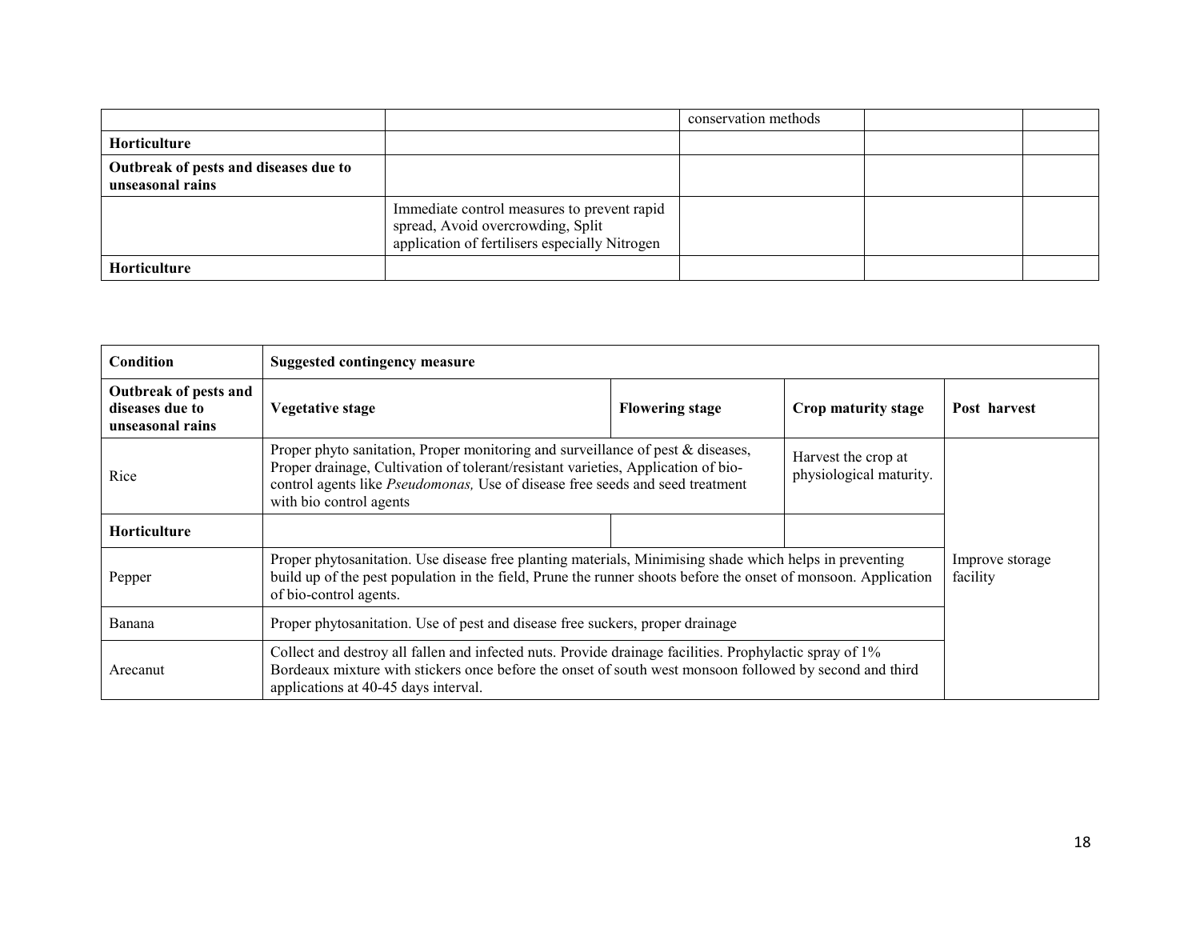| | | conservation methods | | |
|---|---|---|---|---|
| **Horticulture** | | | | |
| **Outbreak of pests and diseases due to unseasonal rains** | | | | |
| | Immediate control measures to prevent rapid spread, Avoid overcrowding, Split application of fertilisers especially Nitrogen | | | |
| **Horticulture** | | | | |

| **Condition** | **Suggested contingency measure** | | | |
|---|---|---|---|---|
| **Outbreak of pests and diseases due to unseasonal rains** | **Vegetative stage** | **Flowering stage** | **Crop maturity stage** | **Post harvest** |
| Rice | Proper phyto sanitation, Proper monitoring and surveillance of pest & diseases, Proper drainage, Cultivation of tolerant/resistant varieties, Application of bio-control agents like *Pseudomonas,* Use of disease free seeds and seed treatment with bio control agents | | Harvest the crop at physiological maturity. | Improve storage facility |
| **Horticulture** | | | | |
| Pepper | Proper phytosanitation. Use disease free planting materials, Minimising shade which helps in preventing build up of the pest population in the field, Prune the runner shoots before the onset of monsoon. Application of bio-control agents. | | | |
| Banana | Proper phytosanitation. Use of pest and disease free suckers, proper drainage | | | |
| Arecanut | Collect and destroy all fallen and infected nuts. Provide drainage facilities. Prophylactic spray of 1% Bordeaux mixture with stickers once before the onset of south west monsoon followed by second and third applications at 40-45 days interval. | | | |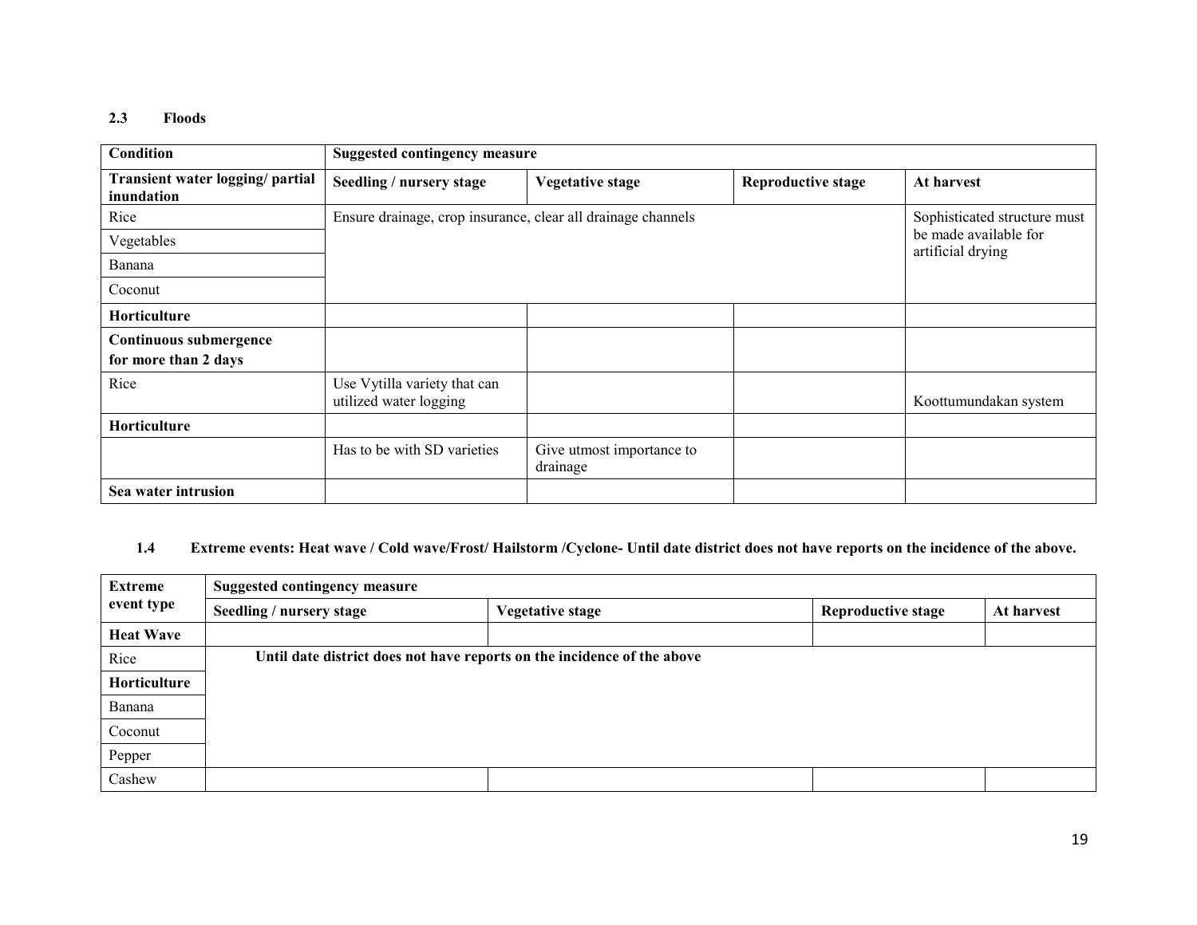### 2.3 Floods

| Condition | Suggested contingency measure | | | |
|---|---|---|---|---|
| **Transient water logging/ partial inundation** | **Seedling / nursery stage** | **Vegetative stage** | **Reproductive stage** | **At harvest** |
| Rice | Ensure drainage, crop insurance, clear all drainage channels | | | Sophisticated structure must be made available for artificial drying |
| Vegetables | | | | |
| Banana | | | | |
| Coconut | | | | |
| **Horticulture** | | | | |
| **Continuous submergence for more than 2 days** | | | | |
| Rice | Use Vytilla variety that can utilized water logging | | | Koottumundakan system |
| **Horticulture** | | | | |
| | Has to be with SD varieties | Give utmost importance to drainage | | |
| **Sea water intrusion** | | | | |

### 1.4 Extreme events: Heat wave / Cold wave/Frost/ Hailstorm /Cyclone- Until date district does not have reports on the incidence of the above.

| Extreme event type | Suggested contingency measure | | | |
|---|---|---|---|---|
| | **Seedling / nursery stage** | **Vegetative stage** | **Reproductive stage** | **At harvest** |
| **Heat Wave** | | | | |
| Rice | **Until date district does not have reports on the incidence of the above** | | | |
| **Horticulture** | | | | |
| Banana | | | | |
| Coconut | | | | |
| Pepper | | | | |
| Cashew | | | | |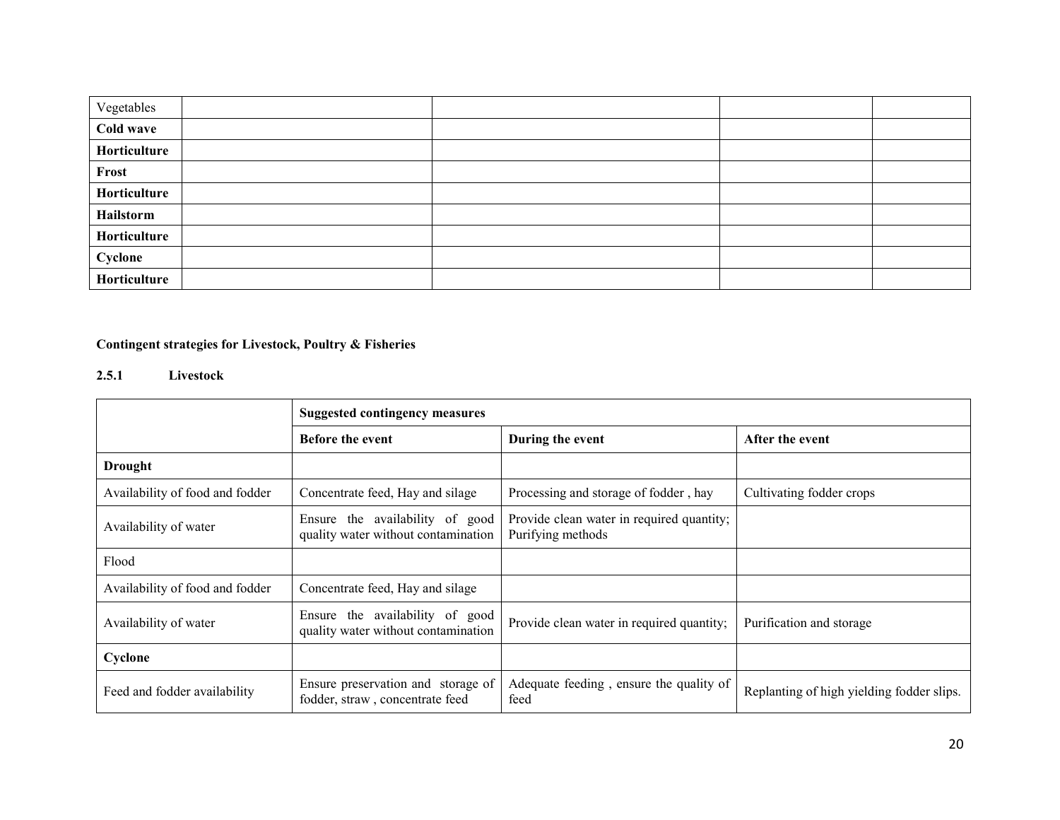| Vegetables | | | | |
|---|---|---|---|---|
| **Cold wave** | | | | |
| **Horticulture** | | | | |
| **Frost** | | | | |
| **Horticulture** | | | | |
| **Hailstorm** | | | | |
| **Horticulture** | | | | |
| **Cyclone** | | | | |
| **Horticulture** | | | | |

**Contingent strategies for Livestock, Poultry & Fisheries**

**2.5.1 Livestock**

| | **Suggested contingency measures** | | |
|---|---|---|---|
| | **Before the event** | **During the event** | **After the event** |
| **Drought** | | | |
| Availability of food and fodder | Concentrate feed, Hay and silage | Processing and storage of fodder , hay | Cultivating fodder crops |
| Availability of water | Ensure the availability of good quality water without contamination | Provide clean water in required quantity; Purifying methods | |
| Flood | | | |
| Availability of food and fodder | Concentrate feed, Hay and silage | | |
| Availability of water | Ensure the availability of good quality water without contamination | Provide clean water in required quantity; | Purification and storage |
| **Cyclone** | | | |
| Feed and fodder availability | Ensure preservation and storage of fodder, straw , concentrate feed | Adequate feeding , ensure the quality of feed | Replanting of high yielding fodder slips. |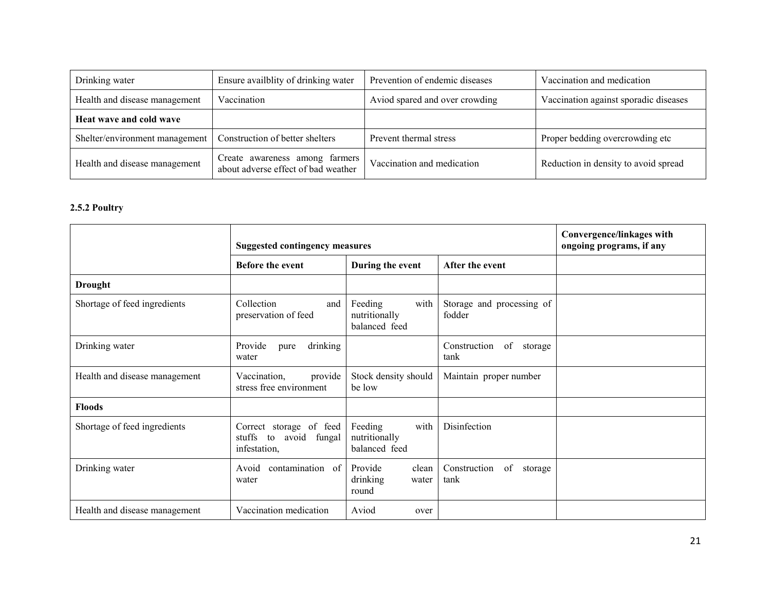| | | | |
|---|---|---|---|
| Drinking water | Ensure availblity of drinking water | Prevention of endemic diseases | Vaccination and medication |
| Health and disease management | Vaccination | Aviod spared and over crowding | Vaccination against sporadic diseases |
| **Heat wave and cold wave** | | | |
| Shelter/environment management | Construction of better shelters | Prevent thermal stress | Proper bedding overcrowding etc |
| Health and disease management | Create awareness among farmers about adverse effect of bad weather | Vaccination and medication | Reduction in density to avoid spread |

**2.5.2 Poultry**

| | **Suggested contingency measures** | | | **Convergence/linkages with ongoing programs, if any** |
|---|---|---|---|---|
| | **Before the event** | **During the event** | **After the event** | |
| **Drought** | | | | |
| Shortage of feed ingredients | Collection and preservation of feed | Feeding with nutritionally balanced feed | Storage and processing of fodder | |
| Drinking water | Provide pure drinking water | | Construction of storage tank | |
| Health and disease management | Vaccination, provide stress free environment | Stock density should be low | Maintain proper number | |
| **Floods** | | | | |
| Shortage of feed ingredients | Correct storage of feed stuffs to avoid fungal infestation, | Feeding with nutritionally balanced feed | Disinfection | |
| Drinking water | Avoid contamination of water | Provide clean drinking water round | Construction of storage tank | |
| Health and disease management | Vaccination medication | Aviod over | | |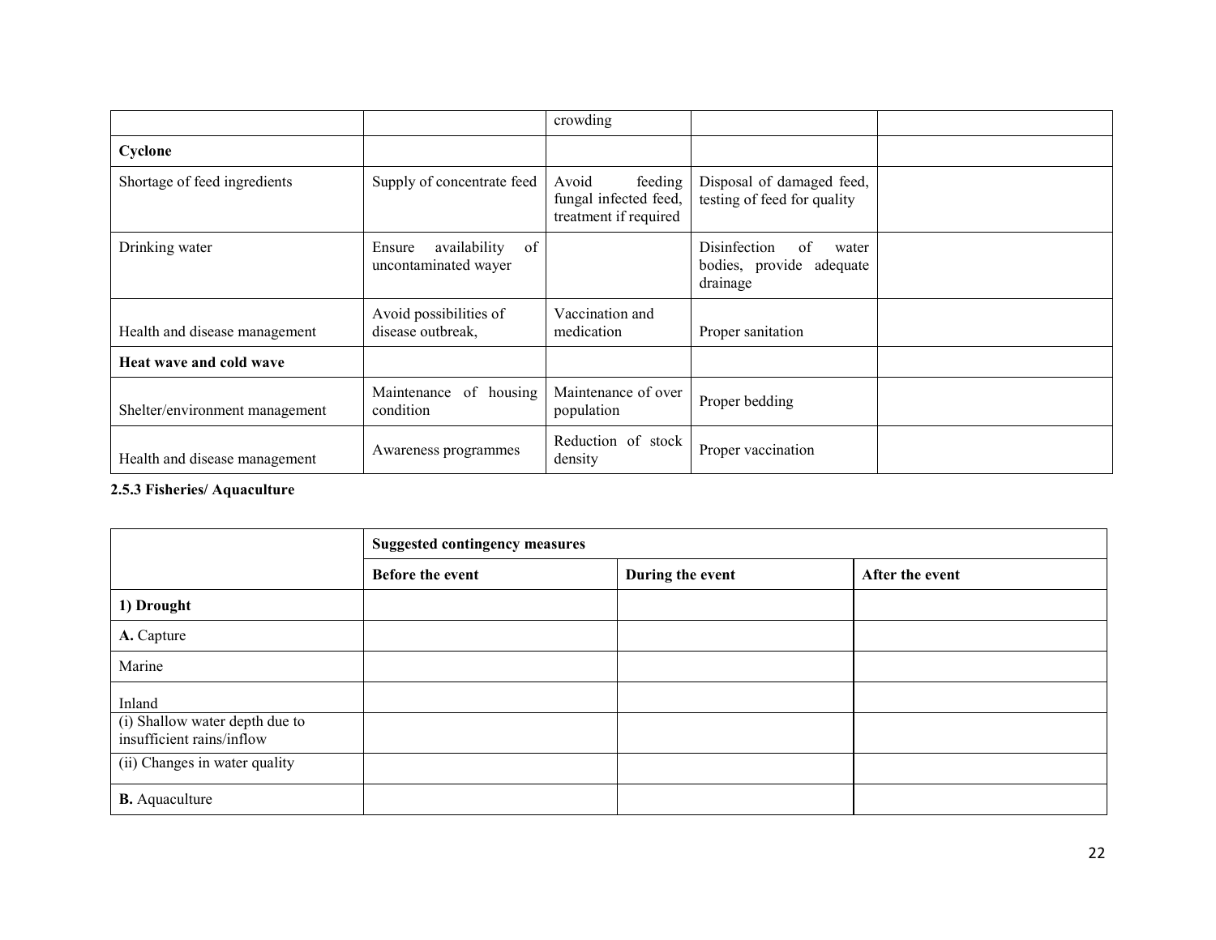|  |  | crowding |  |  |
|---|---|---|---|---|
| **Cyclone** |  |  |  |  |
| Shortage of feed ingredients | Supply of concentrate feed | Avoid feeding fungal infected feed, treatment if required | Disposal of damaged feed, testing of feed for quality |  |
| Drinking water | Ensure availability of uncontaminated wayer |  | Disinfection of water bodies, provide adequate drainage |  |
| Health and disease management | Avoid possibilities of disease outbreak, | Vaccination and medication | Proper sanitation |  |
| **Heat wave and cold wave** |  |  |  |  |
| Shelter/environment management | Maintenance of housing condition | Maintenance of over population | Proper bedding |  |
| Health and disease management | Awareness programmes | Reduction of stock density | Proper vaccination |  |

**2.5.3 Fisheries/ Aquaculture**

|  | **Suggested contingency measures** |  |  |
|---|---|---|---|
|  | **Before the event** | **During the event** | **After the event** |
| **1) Drought** |  |  |  |
| **A.** Capture |  |  |  |
| Marine |  |  |  |
| Inland |  |  |  |
| (i) Shallow water depth due to insufficient rains/inflow |  |  |  |
| (ii) Changes in water quality |  |  |  |
| **B.** Aquaculture |  |  |  |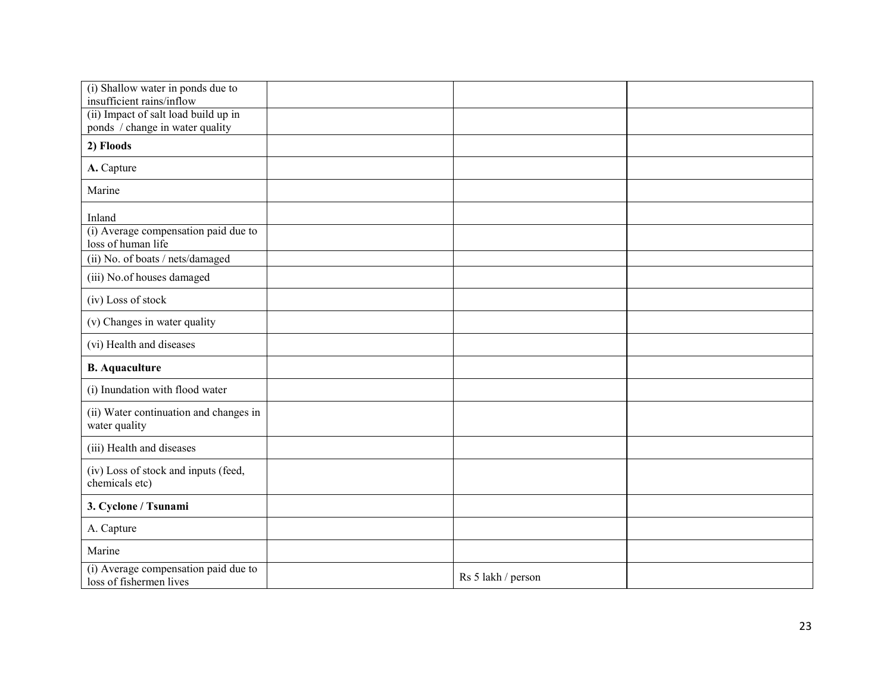| | | | |
|---|---|---|---|
| (i) Shallow water in ponds due to insufficient rains/inflow | | | |
| (ii) Impact of salt load build up in ponds / change in water quality | | | |
| **2) Floods** | | | |
| **A.** Capture | | | |
| Marine | | | |
| Inland | | | |
| (i) Average compensation paid due to loss of human life | | | |
| (ii) No. of boats / nets/damaged | | | |
| (iii) No.of houses damaged | | | |
| (iv) Loss of stock | | | |
| (v) Changes in water quality | | | |
| (vi) Health and diseases | | | |
| **B. Aquaculture** | | | |
| (i) Inundation with flood water | | | |
| (ii) Water continuation and changes in water quality | | | |
| (iii) Health and diseases | | | |
| (iv) Loss of stock and inputs (feed, chemicals etc) | | | |
| **3. Cyclone / Tsunami** | | | |
| A. Capture | | | |
| Marine | | | |
| (i) Average compensation paid due to loss of fishermen lives | | Rs 5 lakh / person | |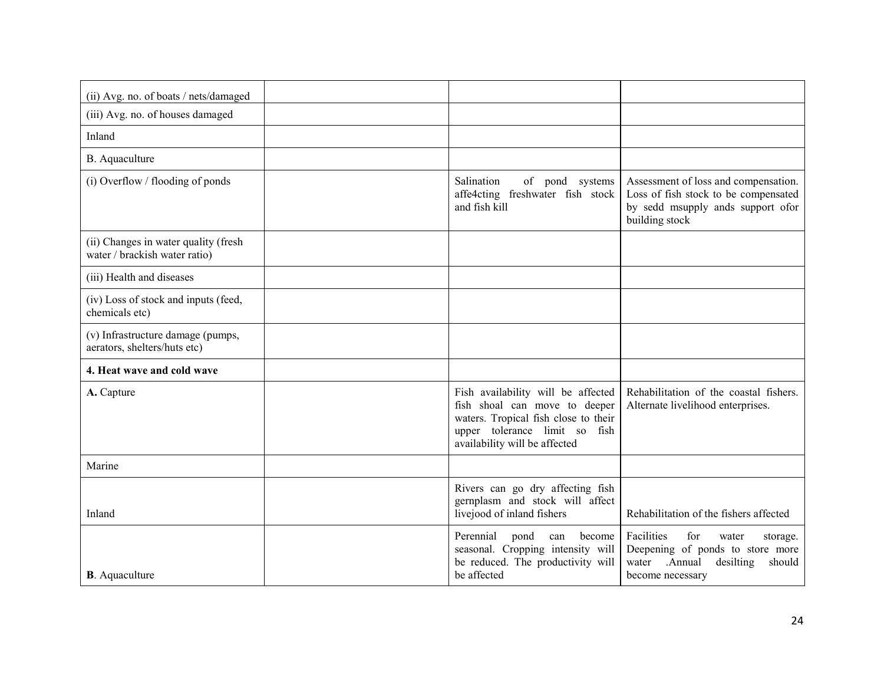| | | | |
|---|---|---|---|
| (ii) Avg. no. of boats / nets/damaged | | | |
| (iii) Avg. no. of houses damaged | | | |
| Inland | | | |
| B. Aquaculture | | | |
| (i) Overflow / flooding of ponds | | Salination of pond systems affe4cting freshwater fish stock and fish kill | Assessment of loss and compensation. Loss of fish stock to be compensated by sedd msupply ands support ofor building stock |
| (ii) Changes in water quality (fresh water / brackish water ratio) | | | |
| (iii) Health and diseases | | | |
| (iv) Loss of stock and inputs (feed, chemicals etc) | | | |
| (v) Infrastructure damage (pumps, aerators, shelters/huts etc) | | | |
| **4. Heat wave and cold wave** | | | |
| **A.** Capture | | Fish availability will be affected fish shoal can move to deeper waters. Tropical fish close to their upper tolerance limit so fish availability will be affected | Rehabilitation of the coastal fishers. Alternate livelihood enterprises. |
| Marine | | | |
| Inland | | Rivers can go dry affecting fish gernplasm and stock will affect livejood of inland fishers | Rehabilitation of the fishers affected |
| **B**. Aquaculture | | Perennial pond can become seasonal. Cropping intensity will be reduced. The productivity will be affected | Facilities for water storage. Deepening of ponds to store more water .Annual desilting should become necessary |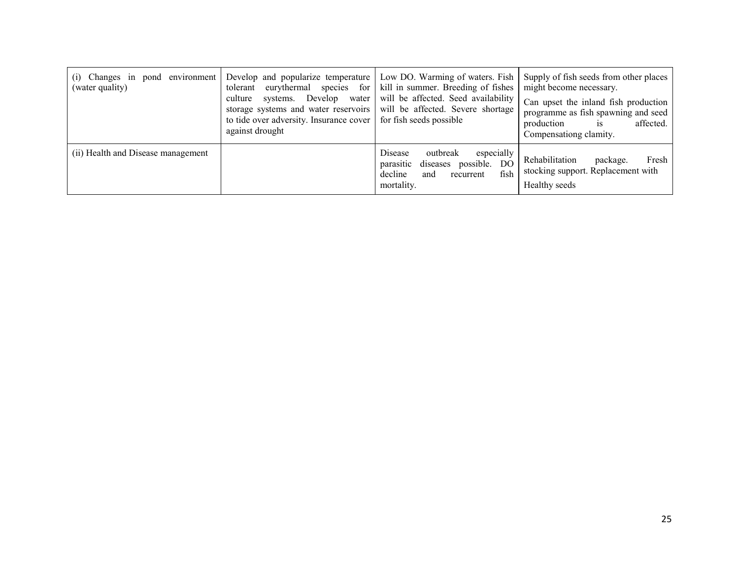| | | | |
|---|---|---|---|
| (i) Changes in pond environment (water quality) | Develop and popularize temperature tolerant eurythermal species for culture systems. Develop water storage systems and water reservoirs to tide over adversity. Insurance cover against drought | Low DO. Warming of waters. Fish kill in summer. Breeding of fishes will be affected. Seed availability will be affected. Severe shortage for fish seeds possible | Supply of fish seeds from other places might become necessary. Can upset the inland fish production programme as fish spawning and seed production is affected. Compensationg clamity. |
| (ii) Health and Disease management | | Disease outbreak especially parasitic diseases possible. DO decline and recurrent fish mortality. | Rehabilitation package. Fresh stocking support. Replacement with Healthy seeds |